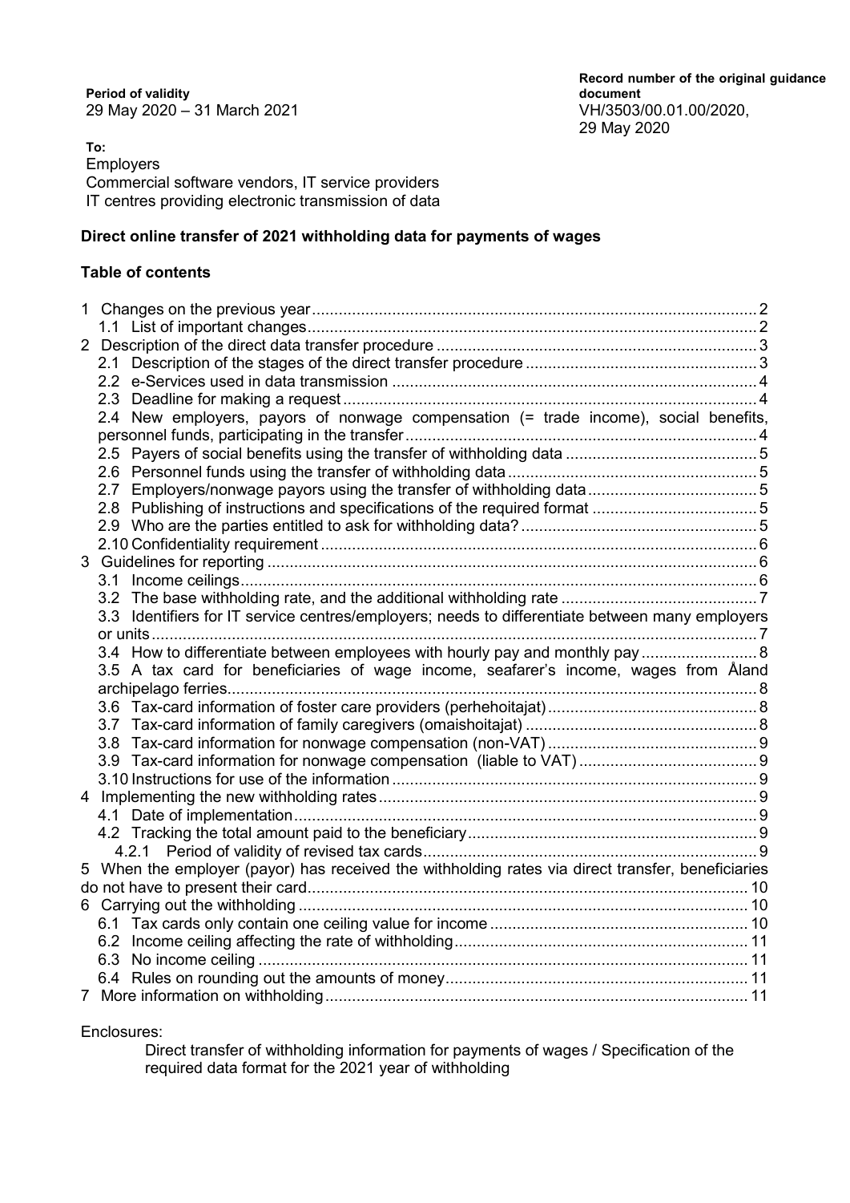**Period of validity**
29 May 2020 – 31 March 2021

**Record number of the original guidance document**
VH/3503/00.01.00/2020,
29 May 2020

**To:**
Employers
Commercial software vendors, IT service providers
IT centres providing electronic transmission of data

## Direct online transfer of 2021 withholding data for payments of wages

### Table of contents

1 Changes on the previous year ... 2
 1.1 List of important changes ... 2
2 Description of the direct data transfer procedure ... 3
 2.1 Description of the stages of the direct transfer procedure ... 3
 2.2 e-Services used in data transmission ... 4
 2.3 Deadline for making a request ... 4
 2.4 New employers, payors of nonwage compensation (= trade income), social benefits, personnel funds, participating in the transfer ... 4
 2.5 Payers of social benefits using the transfer of withholding data ... 5
 2.6 Personnel funds using the transfer of withholding data ... 5
 2.7 Employers/nonwage payors using the transfer of withholding data ... 5
 2.8 Publishing of instructions and specifications of the required format ... 5
 2.9 Who are the parties entitled to ask for withholding data? ... 5
 2.10 Confidentiality requirement ... 6
3 Guidelines for reporting ... 6
 3.1 Income ceilings ... 6
 3.2 The base withholding rate, and the additional withholding rate ... 7
 3.3 Identifiers for IT service centres/employers; needs to differentiate between many employers or units ... 7
 3.4 How to differentiate between employees with hourly pay and monthly pay ... 8
 3.5 A tax card for beneficiaries of wage income, seafarer's income, wages from Åland archipelago ferries ... 8
 3.6 Tax-card information of foster care providers (perhehoitajat) ... 8
 3.7 Tax-card information of family caregivers (omaishoitajat) ... 8
 3.8 Tax-card information for nonwage compensation (non-VAT) ... 9
 3.9 Tax-card information for nonwage compensation (liable to VAT) ... 9
 3.10 Instructions for use of the information ... 9
4 Implementing the new withholding rates ... 9
 4.1 Date of implementation ... 9
 4.2 Tracking the total amount paid to the beneficiary ... 9
  4.2.1 Period of validity of revised tax cards ... 9
5 When the employer (payor) has received the withholding rates via direct transfer, beneficiaries do not have to present their card ... 10
6 Carrying out the withholding ... 10
 6.1 Tax cards only contain one ceiling value for income ... 10
 6.2 Income ceiling affecting the rate of withholding ... 11
 6.3 No income ceiling ... 11
 6.4 Rules on rounding out the amounts of money ... 11
7 More information on withholding ... 11

Enclosures:

Direct transfer of withholding information for payments of wages / Specification of the required data format for the 2021 year of withholding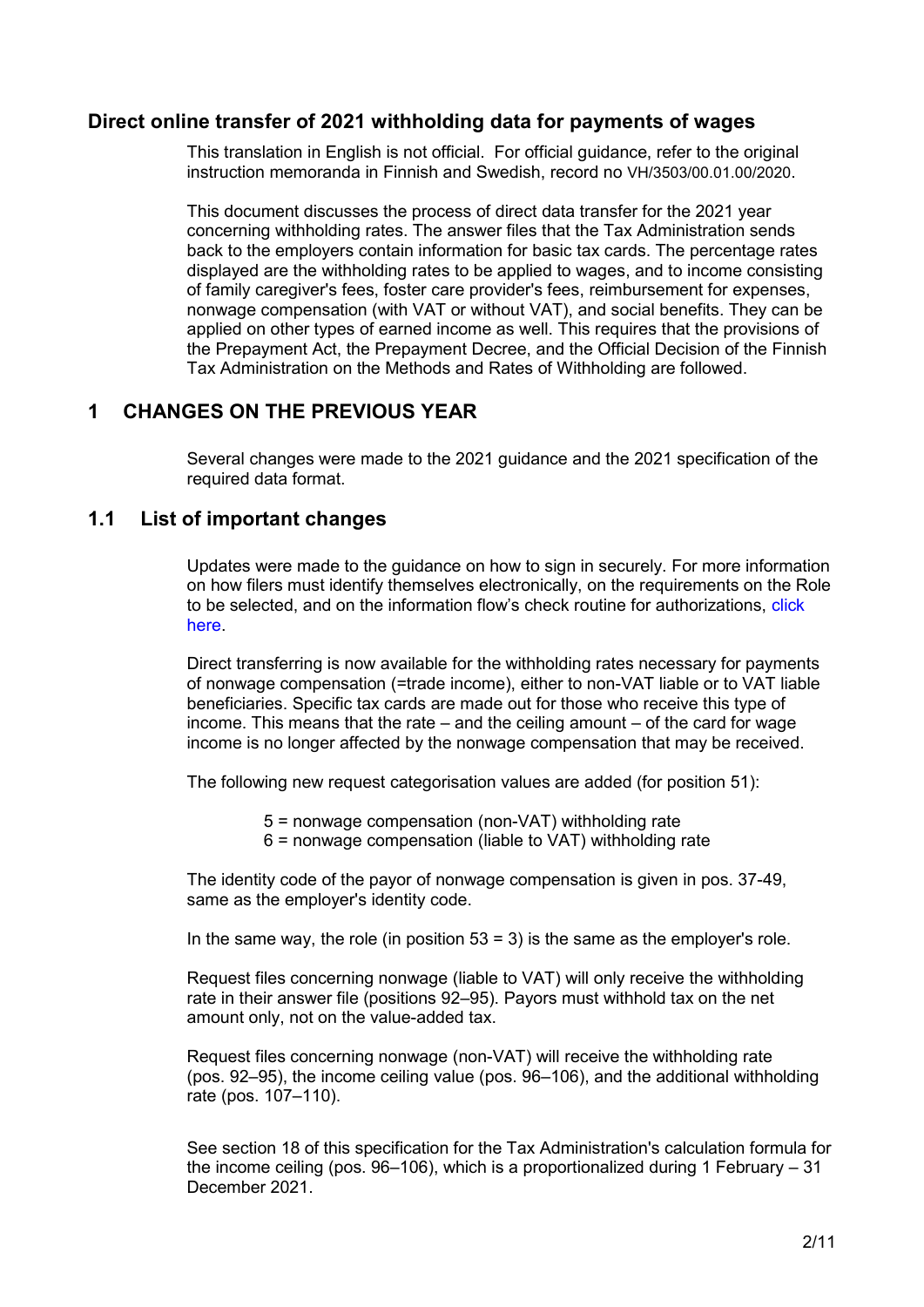## Direct online transfer of 2021 withholding data for payments of wages

This translation in English is not official. For official guidance, refer to the original instruction memoranda in Finnish and Swedish, record no VH/3503/00.01.00/2020.

This document discusses the process of direct data transfer for the 2021 year concerning withholding rates. The answer files that the Tax Administration sends back to the employers contain information for basic tax cards. The percentage rates displayed are the withholding rates to be applied to wages, and to income consisting of family caregiver's fees, foster care provider's fees, reimbursement for expenses, nonwage compensation (with VAT or without VAT), and social benefits. They can be applied on other types of earned income as well. This requires that the provisions of the Prepayment Act, the Prepayment Decree, and the Official Decision of the Finnish Tax Administration on the Methods and Rates of Withholding are followed.

# 1 CHANGES ON THE PREVIOUS YEAR

Several changes were made to the 2021 guidance and the 2021 specification of the required data format.

## 1.1 List of important changes

Updates were made to the guidance on how to sign in securely. For more information on how filers must identify themselves electronically, on the requirements on the Role to be selected, and on the information flow's check routine for authorizations, click here.

Direct transferring is now available for the withholding rates necessary for payments of nonwage compensation (=trade income), either to non-VAT liable or to VAT liable beneficiaries. Specific tax cards are made out for those who receive this type of income. This means that the rate – and the ceiling amount – of the card for wage income is no longer affected by the nonwage compensation that may be received.

The following new request categorisation values are added (for position 51):

5 = nonwage compensation (non-VAT) withholding rate
6 = nonwage compensation (liable to VAT) withholding rate

The identity code of the payor of nonwage compensation is given in pos. 37-49, same as the employer's identity code.

In the same way, the role (in position 53 = 3) is the same as the employer's role.

Request files concerning nonwage (liable to VAT) will only receive the withholding rate in their answer file (positions 92–95). Payors must withhold tax on the net amount only, not on the value-added tax.

Request files concerning nonwage (non-VAT) will receive the withholding rate (pos. 92–95), the income ceiling value (pos. 96–106), and the additional withholding rate (pos. 107–110).

See section 18 of this specification for the Tax Administration's calculation formula for the income ceiling (pos. 96–106), which is a proportionalized during 1 February – 31 December 2021.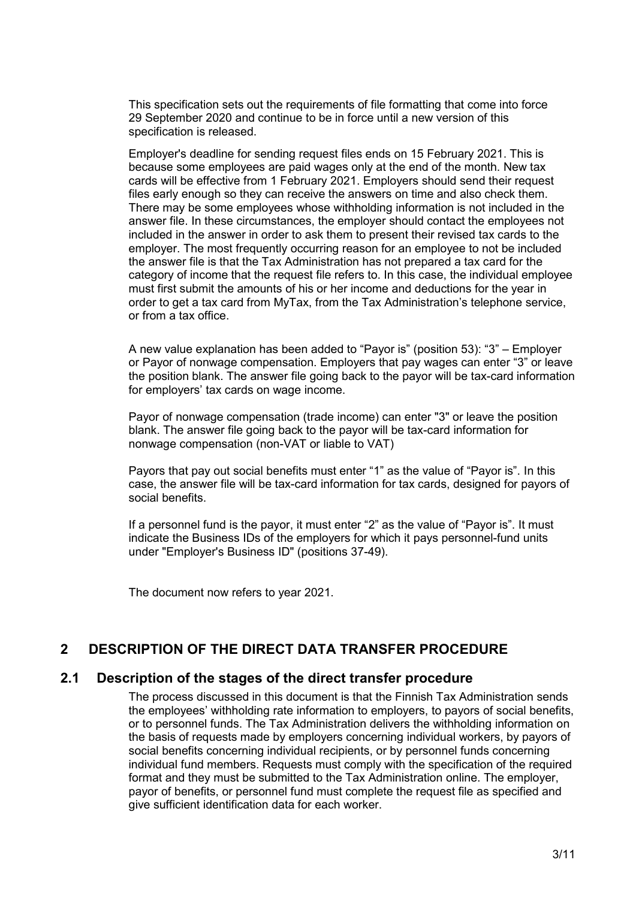This specification sets out the requirements of file formatting that come into force 29 September 2020 and continue to be in force until a new version of this specification is released.

Employer's deadline for sending request files ends on 15 February 2021. This is because some employees are paid wages only at the end of the month. New tax cards will be effective from 1 February 2021. Employers should send their request files early enough so they can receive the answers on time and also check them. There may be some employees whose withholding information is not included in the answer file. In these circumstances, the employer should contact the employees not included in the answer in order to ask them to present their revised tax cards to the employer. The most frequently occurring reason for an employee to not be included the answer file is that the Tax Administration has not prepared a tax card for the category of income that the request file refers to. In this case, the individual employee must first submit the amounts of his or her income and deductions for the year in order to get a tax card from MyTax, from the Tax Administration's telephone service, or from a tax office.

A new value explanation has been added to "Payor is" (position 53): "3" – Employer or Payor of nonwage compensation. Employers that pay wages can enter "3" or leave the position blank. The answer file going back to the payor will be tax-card information for employers' tax cards on wage income.

Payor of nonwage compensation (trade income) can enter "3" or leave the position blank. The answer file going back to the payor will be tax-card information for nonwage compensation (non-VAT or liable to VAT)

Payors that pay out social benefits must enter "1" as the value of "Payor is". In this case, the answer file will be tax-card information for tax cards, designed for payors of social benefits.

If a personnel fund is the payor, it must enter "2" as the value of "Payor is". It must indicate the Business IDs of the employers for which it pays personnel-fund units under "Employer's Business ID" (positions 37-49).

The document now refers to year 2021.

# 2 DESCRIPTION OF THE DIRECT DATA TRANSFER PROCEDURE

## 2.1 Description of the stages of the direct transfer procedure

The process discussed in this document is that the Finnish Tax Administration sends the employees' withholding rate information to employers, to payors of social benefits, or to personnel funds. The Tax Administration delivers the withholding information on the basis of requests made by employers concerning individual workers, by payors of social benefits concerning individual recipients, or by personnel funds concerning individual fund members. Requests must comply with the specification of the required format and they must be submitted to the Tax Administration online. The employer, payor of benefits, or personnel fund must complete the request file as specified and give sufficient identification data for each worker.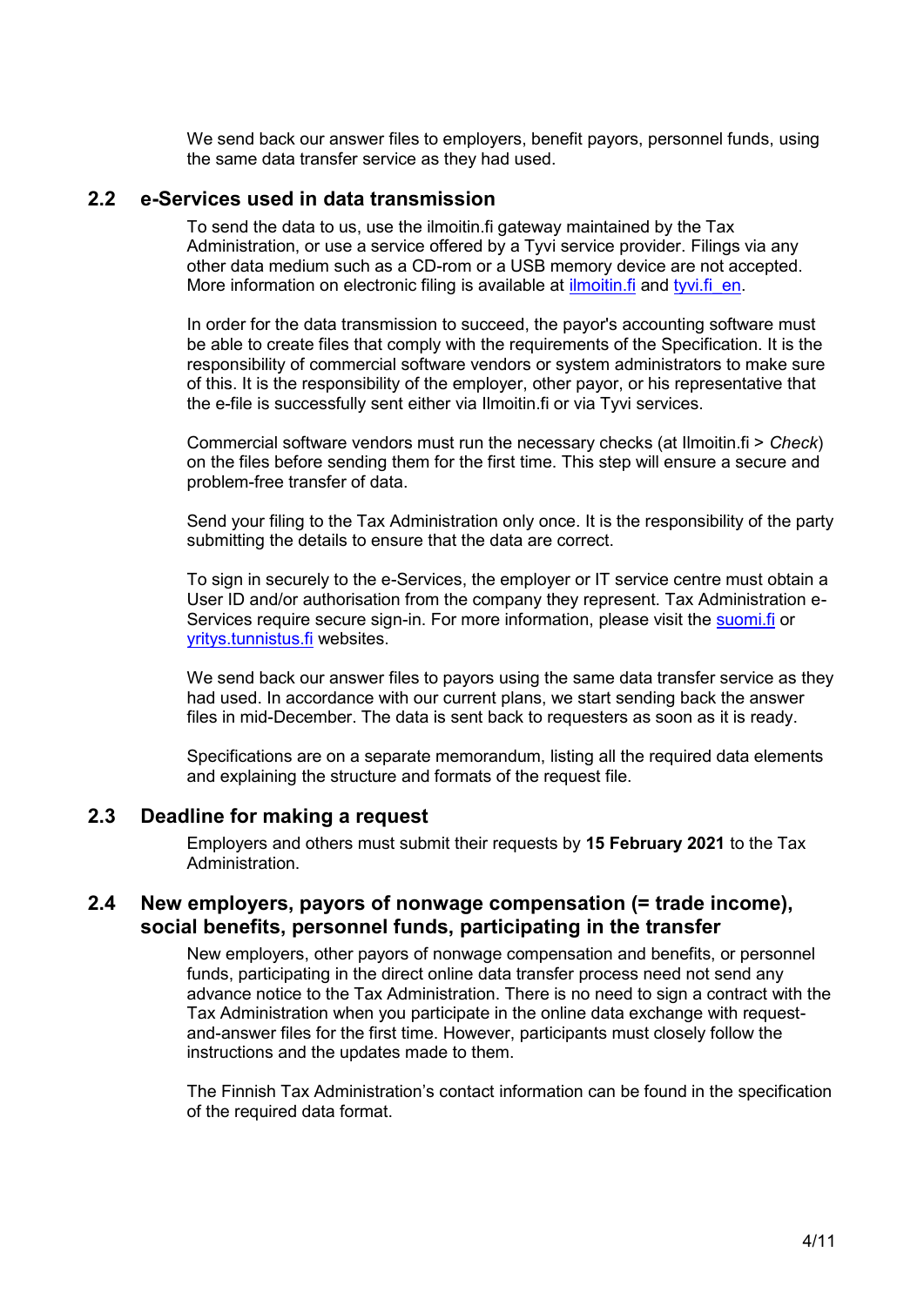We send back our answer files to employers, benefit payors, personnel funds, using the same data transfer service as they had used.

## 2.2 e-Services used in data transmission

To send the data to us, use the ilmoitin.fi gateway maintained by the Tax Administration, or use a service offered by a Tyvi service provider. Filings via any other data medium such as a CD-rom or a USB memory device are not accepted. More information on electronic filing is available at ilmoitin.fi and tyvi.fi_en.

In order for the data transmission to succeed, the payor's accounting software must be able to create files that comply with the requirements of the Specification. It is the responsibility of commercial software vendors or system administrators to make sure of this. It is the responsibility of the employer, other payor, or his representative that the e-file is successfully sent either via Ilmoitin.fi or via Tyvi services.

Commercial software vendors must run the necessary checks (at Ilmoitin.fi > *Check*) on the files before sending them for the first time. This step will ensure a secure and problem-free transfer of data.

Send your filing to the Tax Administration only once. It is the responsibility of the party submitting the details to ensure that the data are correct.

To sign in securely to the e-Services, the employer or IT service centre must obtain a User ID and/or authorisation from the company they represent. Tax Administration e-Services require secure sign-in. For more information, please visit the suomi.fi or yritys.tunnistus.fi websites.

We send back our answer files to payors using the same data transfer service as they had used. In accordance with our current plans, we start sending back the answer files in mid-December. The data is sent back to requesters as soon as it is ready.

Specifications are on a separate memorandum, listing all the required data elements and explaining the structure and formats of the request file.

## 2.3 Deadline for making a request

Employers and others must submit their requests by **15 February 2021** to the Tax Administration.

## 2.4 New employers, payors of nonwage compensation (= trade income), social benefits, personnel funds, participating in the transfer

New employers, other payors of nonwage compensation and benefits, or personnel funds, participating in the direct online data transfer process need not send any advance notice to the Tax Administration. There is no need to sign a contract with the Tax Administration when you participate in the online data exchange with request-and-answer files for the first time. However, participants must closely follow the instructions and the updates made to them.

The Finnish Tax Administration's contact information can be found in the specification of the required data format.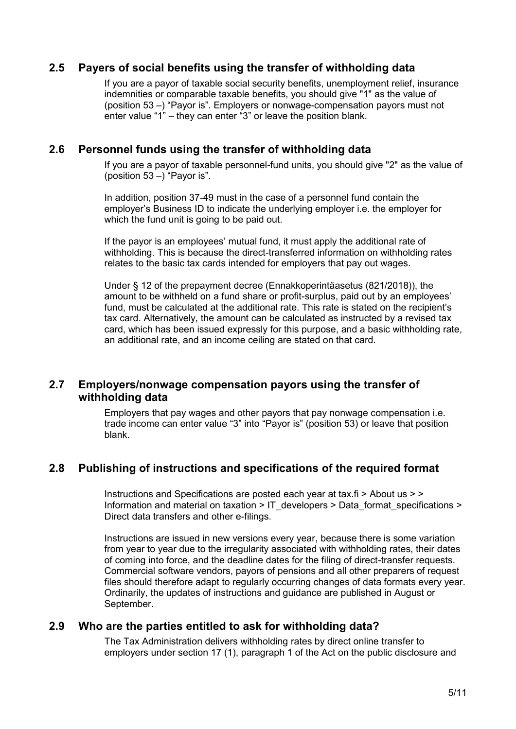## 2.5 Payers of social benefits using the transfer of withholding data

If you are a payor of taxable social security benefits, unemployment relief, insurance indemnities or comparable taxable benefits, you should give "1" as the value of (position 53 –) "Payor is". Employers or nonwage-compensation payors must not enter value "1" – they can enter "3" or leave the position blank.

## 2.6 Personnel funds using the transfer of withholding data

If you are a payor of taxable personnel-fund units, you should give "2" as the value of (position 53 –) "Payor is".

In addition, position 37-49 must in the case of a personnel fund contain the employer's Business ID to indicate the underlying employer i.e. the employer for which the fund unit is going to be paid out.

If the payor is an employees' mutual fund, it must apply the additional rate of withholding. This is because the direct-transferred information on withholding rates relates to the basic tax cards intended for employers that pay out wages.

Under § 12 of the prepayment decree (Ennakkoperintäasetus (821/2018)), the amount to be withheld on a fund share or profit-surplus, paid out by an employees' fund, must be calculated at the additional rate. This rate is stated on the recipient's tax card. Alternatively, the amount can be calculated as instructed by a revised tax card, which has been issued expressly for this purpose, and a basic withholding rate, an additional rate, and an income ceiling are stated on that card.

## 2.7 Employers/nonwage compensation payors using the transfer of withholding data

Employers that pay wages and other payors that pay nonwage compensation i.e. trade income can enter value "3" into "Payor is" (position 53) or leave that position blank.

## 2.8 Publishing of instructions and specifications of the required format

Instructions and Specifications are posted each year at tax.fi > About us > > Information and material on taxation > IT_developers > Data_format_specifications > Direct data transfers and other e-filings.

Instructions are issued in new versions every year, because there is some variation from year to year due to the irregularity associated with withholding rates, their dates of coming into force, and the deadline dates for the filing of direct-transfer requests. Commercial software vendors, payors of pensions and all other preparers of request files should therefore adapt to regularly occurring changes of data formats every year. Ordinarily, the updates of instructions and guidance are published in August or September.

## 2.9 Who are the parties entitled to ask for withholding data?

The Tax Administration delivers withholding rates by direct online transfer to employers under section 17 (1), paragraph 1 of the Act on the public disclosure and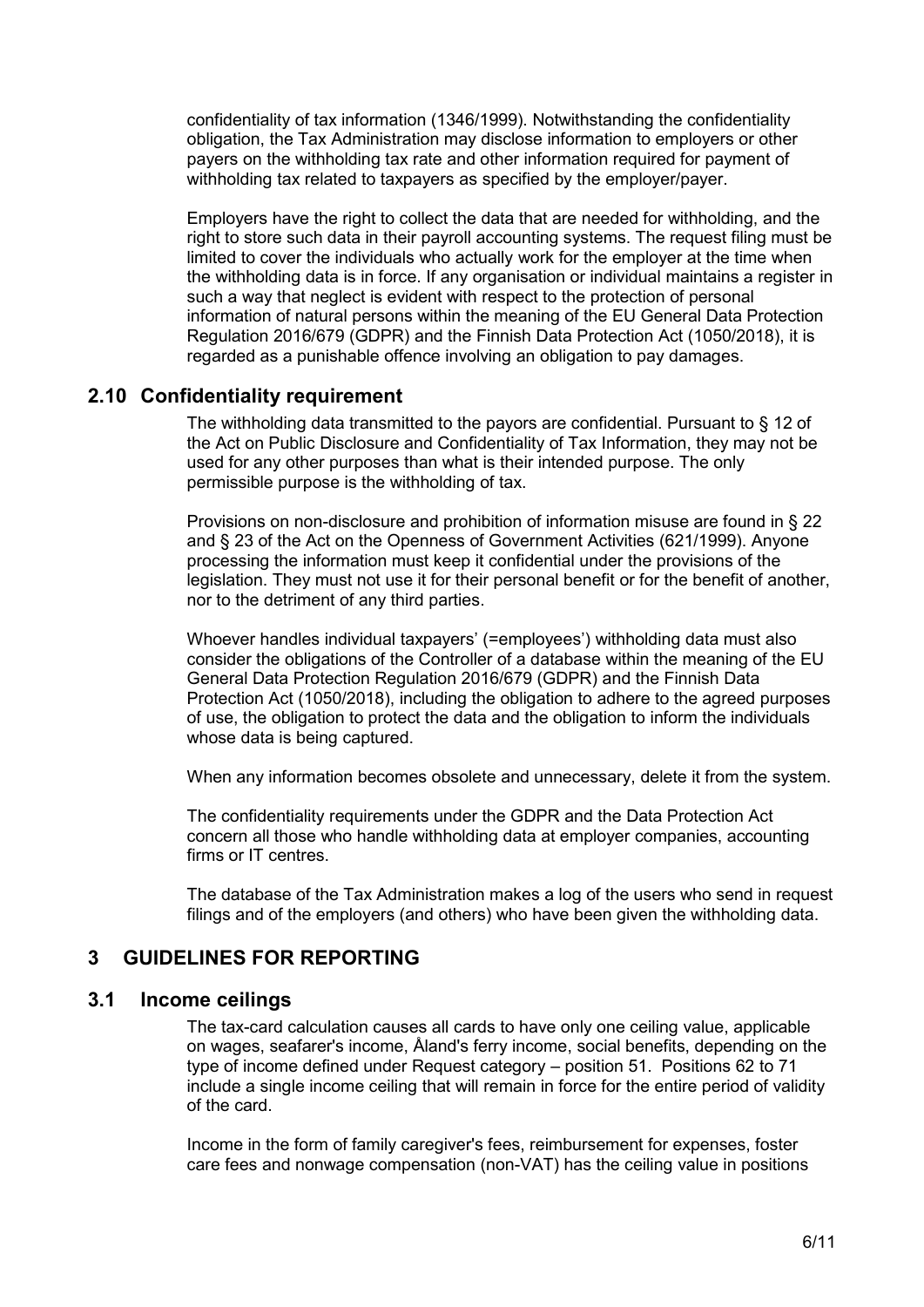confidentiality of tax information (1346/1999). Notwithstanding the confidentiality obligation, the Tax Administration may disclose information to employers or other payers on the withholding tax rate and other information required for payment of withholding tax related to taxpayers as specified by the employer/payer.

Employers have the right to collect the data that are needed for withholding, and the right to store such data in their payroll accounting systems. The request filing must be limited to cover the individuals who actually work for the employer at the time when the withholding data is in force. If any organisation or individual maintains a register in such a way that neglect is evident with respect to the protection of personal information of natural persons within the meaning of the EU General Data Protection Regulation 2016/679 (GDPR) and the Finnish Data Protection Act (1050/2018), it is regarded as a punishable offence involving an obligation to pay damages.

## 2.10 Confidentiality requirement

The withholding data transmitted to the payors are confidential. Pursuant to § 12 of the Act on Public Disclosure and Confidentiality of Tax Information, they may not be used for any other purposes than what is their intended purpose. The only permissible purpose is the withholding of tax.

Provisions on non-disclosure and prohibition of information misuse are found in § 22 and § 23 of the Act on the Openness of Government Activities (621/1999). Anyone processing the information must keep it confidential under the provisions of the legislation. They must not use it for their personal benefit or for the benefit of another, nor to the detriment of any third parties.

Whoever handles individual taxpayers' (=employees') withholding data must also consider the obligations of the Controller of a database within the meaning of the EU General Data Protection Regulation 2016/679 (GDPR) and the Finnish Data Protection Act (1050/2018), including the obligation to adhere to the agreed purposes of use, the obligation to protect the data and the obligation to inform the individuals whose data is being captured.

When any information becomes obsolete and unnecessary, delete it from the system.

The confidentiality requirements under the GDPR and the Data Protection Act concern all those who handle withholding data at employer companies, accounting firms or IT centres.

The database of the Tax Administration makes a log of the users who send in request filings and of the employers (and others) who have been given the withholding data.

# 3 GUIDELINES FOR REPORTING

## 3.1 Income ceilings

The tax-card calculation causes all cards to have only one ceiling value, applicable on wages, seafarer's income, Åland's ferry income, social benefits, depending on the type of income defined under Request category – position 51. Positions 62 to 71 include a single income ceiling that will remain in force for the entire period of validity of the card.

Income in the form of family caregiver's fees, reimbursement for expenses, foster care fees and nonwage compensation (non-VAT) has the ceiling value in positions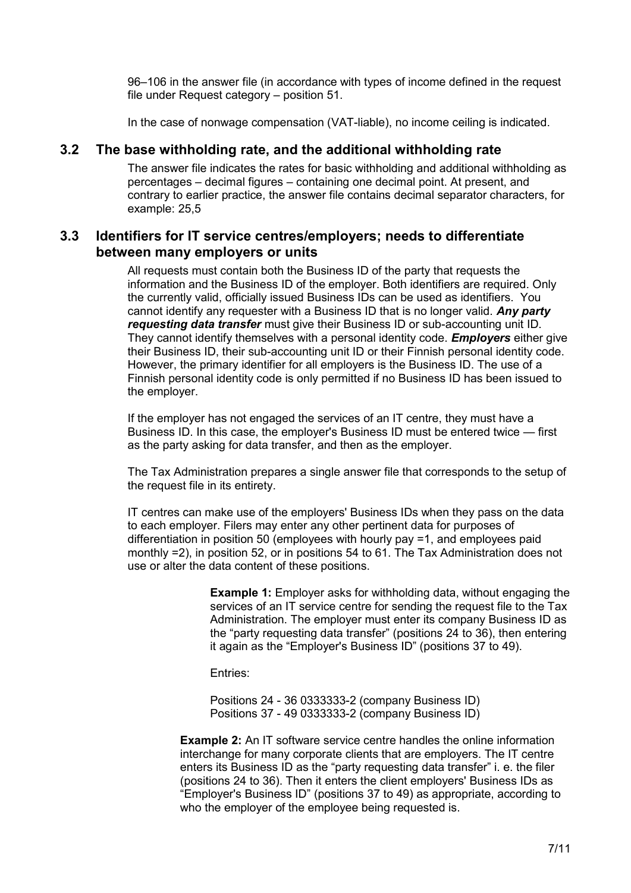96–106 in the answer file (in accordance with types of income defined in the request file under Request category – position 51.

In the case of nonwage compensation (VAT-liable), no income ceiling is indicated.

## 3.2 The base withholding rate, and the additional withholding rate

The answer file indicates the rates for basic withholding and additional withholding as percentages – decimal figures – containing one decimal point. At present, and contrary to earlier practice, the answer file contains decimal separator characters, for example: 25,5

## 3.3 Identifiers for IT service centres/employers; needs to differentiate between many employers or units

All requests must contain both the Business ID of the party that requests the information and the Business ID of the employer. Both identifiers are required. Only the currently valid, officially issued Business IDs can be used as identifiers. You cannot identify any requester with a Business ID that is no longer valid. ***Any party requesting data transfer*** must give their Business ID or sub-accounting unit ID. They cannot identify themselves with a personal identity code. ***Employers*** either give their Business ID, their sub-accounting unit ID or their Finnish personal identity code. However, the primary identifier for all employers is the Business ID. The use of a Finnish personal identity code is only permitted if no Business ID has been issued to the employer.

If the employer has not engaged the services of an IT centre, they must have a Business ID. In this case, the employer's Business ID must be entered twice — first as the party asking for data transfer, and then as the employer.

The Tax Administration prepares a single answer file that corresponds to the setup of the request file in its entirety.

IT centres can make use of the employers' Business IDs when they pass on the data to each employer. Filers may enter any other pertinent data for purposes of differentiation in position 50 (employees with hourly pay =1, and employees paid monthly =2), in position 52, or in positions 54 to 61. The Tax Administration does not use or alter the data content of these positions.

> **Example 1:** Employer asks for withholding data, without engaging the services of an IT service centre for sending the request file to the Tax Administration. The employer must enter its company Business ID as the "party requesting data transfer" (positions 24 to 36), then entering it again as the "Employer's Business ID" (positions 37 to 49).
>
> Entries:
>
> Positions 24 - 36 0333333-2 (company Business ID)
> Positions 37 - 49 0333333-2 (company Business ID)

**Example 2:** An IT software service centre handles the online information interchange for many corporate clients that are employers. The IT centre enters its Business ID as the "party requesting data transfer" i. e. the filer (positions 24 to 36). Then it enters the client employers' Business IDs as "Employer's Business ID" (positions 37 to 49) as appropriate, according to who the employer of the employee being requested is.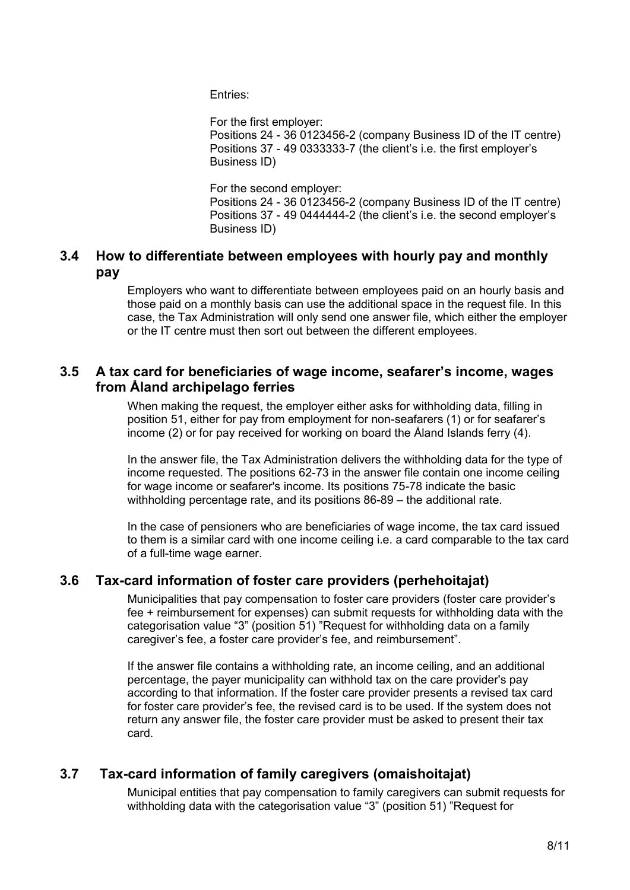Entries:

For the first employer:
Positions 24 - 36 0123456-2 (company Business ID of the IT centre)
Positions 37 - 49 0333333-7 (the client's i.e. the first employer's Business ID)

For the second employer:
Positions 24 - 36 0123456-2 (company Business ID of the IT centre)
Positions 37 - 49 0444444-2 (the client's i.e. the second employer's Business ID)

### 3.4 How to differentiate between employees with hourly pay and monthly pay

Employers who want to differentiate between employees paid on an hourly basis and those paid on a monthly basis can use the additional space in the request file. In this case, the Tax Administration will only send one answer file, which either the employer or the IT centre must then sort out between the different employees.

### 3.5 A tax card for beneficiaries of wage income, seafarer's income, wages from Åland archipelago ferries

When making the request, the employer either asks for withholding data, filling in position 51, either for pay from employment for non-seafarers (1) or for seafarer's income (2) or for pay received for working on board the Åland Islands ferry (4).

In the answer file, the Tax Administration delivers the withholding data for the type of income requested. The positions 62-73 in the answer file contain one income ceiling for wage income or seafarer's income. Its positions 75-78 indicate the basic withholding percentage rate, and its positions 86-89 – the additional rate.

In the case of pensioners who are beneficiaries of wage income, the tax card issued to them is a similar card with one income ceiling i.e. a card comparable to the tax card of a full-time wage earner.

### 3.6 Tax-card information of foster care providers (perhehoitajat)

Municipalities that pay compensation to foster care providers (foster care provider's fee + reimbursement for expenses) can submit requests for withholding data with the categorisation value "3" (position 51) "Request for withholding data on a family caregiver's fee, a foster care provider's fee, and reimbursement".

If the answer file contains a withholding rate, an income ceiling, and an additional percentage, the payer municipality can withhold tax on the care provider's pay according to that information. If the foster care provider presents a revised tax card for foster care provider's fee, the revised card is to be used. If the system does not return any answer file, the foster care provider must be asked to present their tax card.

### 3.7 Tax-card information of family caregivers (omaishoitajat)

Municipal entities that pay compensation to family caregivers can submit requests for withholding data with the categorisation value "3" (position 51) "Request for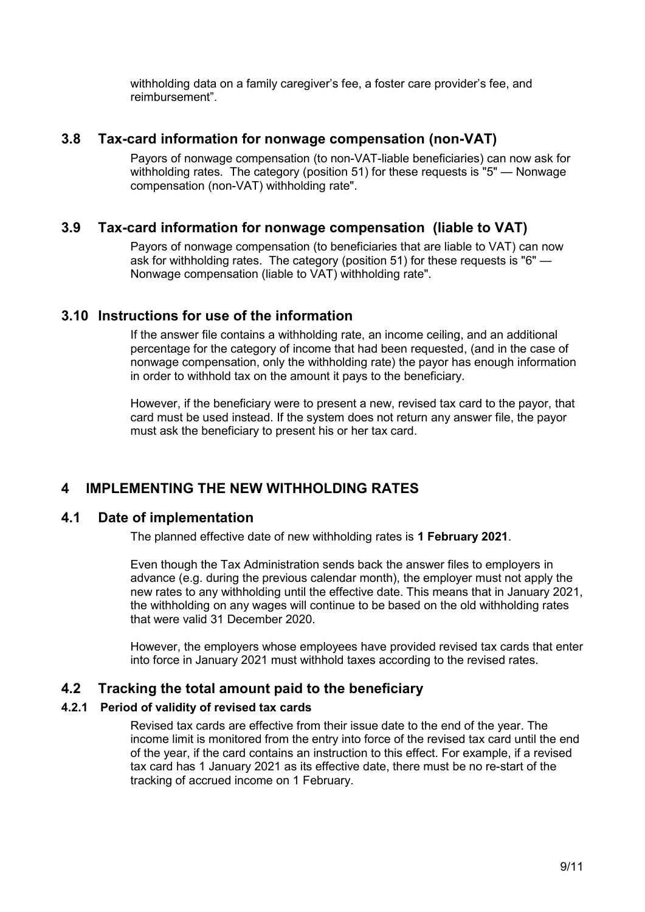withholding data on a family caregiver's fee, a foster care provider's fee, and reimbursement".

## 3.8 Tax-card information for nonwage compensation (non-VAT)

Payors of nonwage compensation (to non-VAT-liable beneficiaries) can now ask for withholding rates. The category (position 51) for these requests is "5" — Nonwage compensation (non-VAT) withholding rate".

## 3.9 Tax-card information for nonwage compensation (liable to VAT)

Payors of nonwage compensation (to beneficiaries that are liable to VAT) can now ask for withholding rates. The category (position 51) for these requests is "6" — Nonwage compensation (liable to VAT) withholding rate".

## 3.10 Instructions for use of the information

If the answer file contains a withholding rate, an income ceiling, and an additional percentage for the category of income that had been requested, (and in the case of nonwage compensation, only the withholding rate) the payor has enough information in order to withhold tax on the amount it pays to the beneficiary.

However, if the beneficiary were to present a new, revised tax card to the payor, that card must be used instead. If the system does not return any answer file, the payor must ask the beneficiary to present his or her tax card.

# 4 IMPLEMENTING THE NEW WITHHOLDING RATES

## 4.1 Date of implementation

The planned effective date of new withholding rates is **1 February 2021**.

Even though the Tax Administration sends back the answer files to employers in advance (e.g. during the previous calendar month), the employer must not apply the new rates to any withholding until the effective date. This means that in January 2021, the withholding on any wages will continue to be based on the old withholding rates that were valid 31 December 2020.

However, the employers whose employees have provided revised tax cards that enter into force in January 2021 must withhold taxes according to the revised rates.

## 4.2 Tracking the total amount paid to the beneficiary

### 4.2.1 Period of validity of revised tax cards

Revised tax cards are effective from their issue date to the end of the year. The income limit is monitored from the entry into force of the revised tax card until the end of the year, if the card contains an instruction to this effect. For example, if a revised tax card has 1 January 2021 as its effective date, there must be no re-start of the tracking of accrued income on 1 February.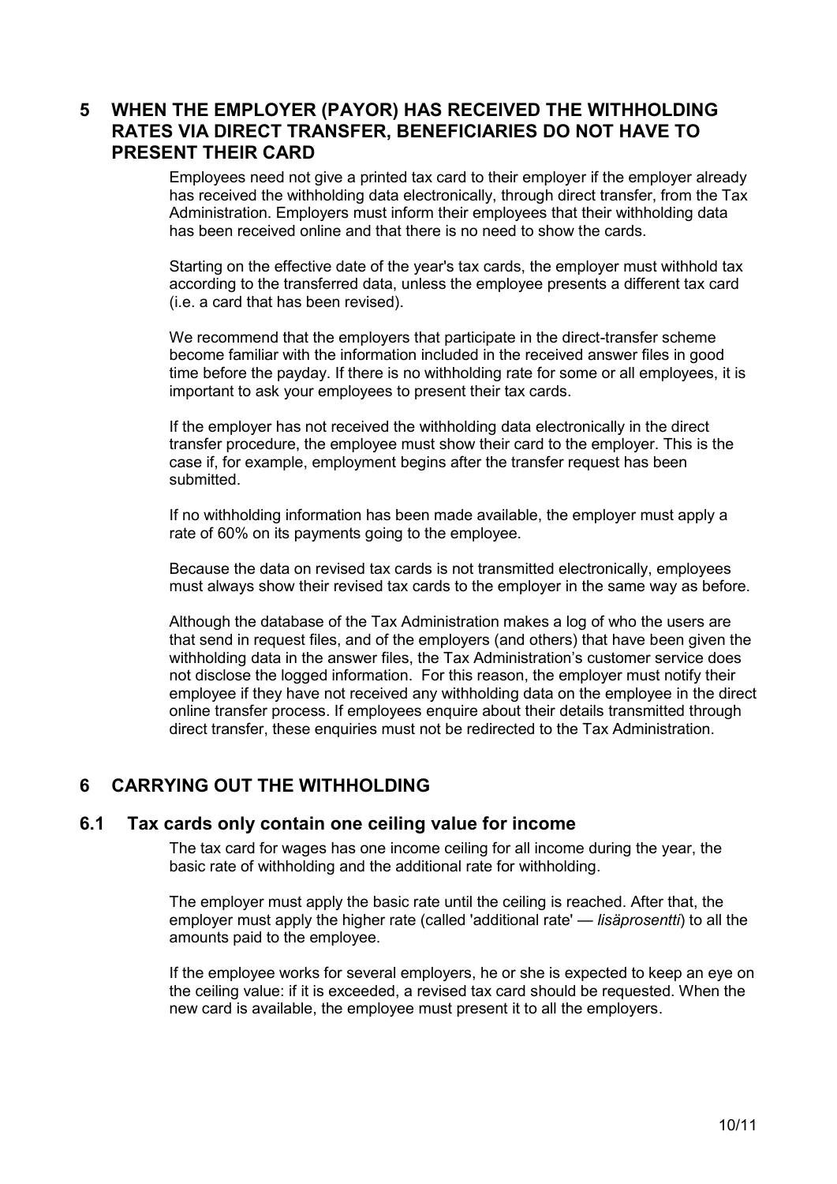## 5 WHEN THE EMPLOYER (PAYOR) HAS RECEIVED THE WITHHOLDING RATES VIA DIRECT TRANSFER, BENEFICIARIES DO NOT HAVE TO PRESENT THEIR CARD

Employees need not give a printed tax card to their employer if the employer already has received the withholding data electronically, through direct transfer, from the Tax Administration. Employers must inform their employees that their withholding data has been received online and that there is no need to show the cards.

Starting on the effective date of the year's tax cards, the employer must withhold tax according to the transferred data, unless the employee presents a different tax card (i.e. a card that has been revised).

We recommend that the employers that participate in the direct-transfer scheme become familiar with the information included in the received answer files in good time before the payday. If there is no withholding rate for some or all employees, it is important to ask your employees to present their tax cards.

If the employer has not received the withholding data electronically in the direct transfer procedure, the employee must show their card to the employer. This is the case if, for example, employment begins after the transfer request has been submitted.

If no withholding information has been made available, the employer must apply a rate of 60% on its payments going to the employee.

Because the data on revised tax cards is not transmitted electronically, employees must always show their revised tax cards to the employer in the same way as before.

Although the database of the Tax Administration makes a log of who the users are that send in request files, and of the employers (and others) that have been given the withholding data in the answer files, the Tax Administration's customer service does not disclose the logged information. For this reason, the employer must notify their employee if they have not received any withholding data on the employee in the direct online transfer process. If employees enquire about their details transmitted through direct transfer, these enquiries must not be redirected to the Tax Administration.

## 6 CARRYING OUT THE WITHHOLDING

### 6.1 Tax cards only contain one ceiling value for income

The tax card for wages has one income ceiling for all income during the year, the basic rate of withholding and the additional rate for withholding.

The employer must apply the basic rate until the ceiling is reached. After that, the employer must apply the higher rate (called 'additional rate' — *lisäprosentti*) to all the amounts paid to the employee.

If the employee works for several employers, he or she is expected to keep an eye on the ceiling value: if it is exceeded, a revised tax card should be requested. When the new card is available, the employee must present it to all the employers.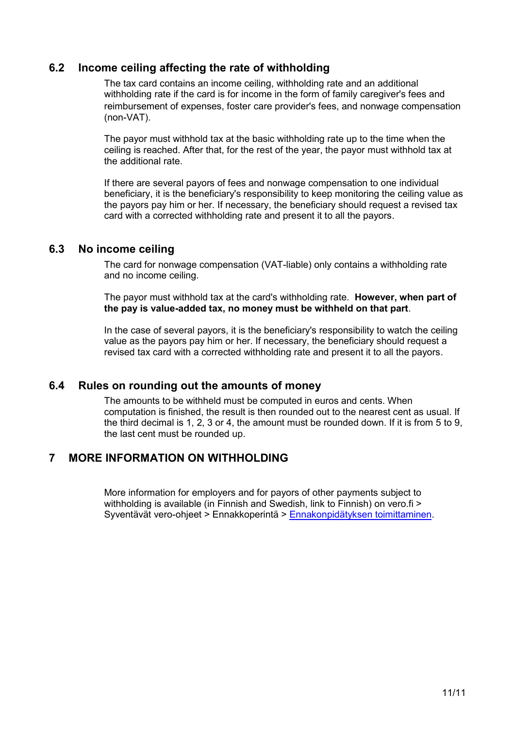## 6.2 Income ceiling affecting the rate of withholding

The tax card contains an income ceiling, withholding rate and an additional withholding rate if the card is for income in the form of family caregiver's fees and reimbursement of expenses, foster care provider's fees, and nonwage compensation (non-VAT).

The payor must withhold tax at the basic withholding rate up to the time when the ceiling is reached. After that, for the rest of the year, the payor must withhold tax at the additional rate.

If there are several payors of fees and nonwage compensation to one individual beneficiary, it is the beneficiary's responsibility to keep monitoring the ceiling value as the payors pay him or her. If necessary, the beneficiary should request a revised tax card with a corrected withholding rate and present it to all the payors.

## 6.3 No income ceiling

The card for nonwage compensation (VAT-liable) only contains a withholding rate and no income ceiling.

The payor must withhold tax at the card's withholding rate. **However, when part of the pay is value-added tax, no money must be withheld on that part**.

In the case of several payors, it is the beneficiary's responsibility to watch the ceiling value as the payors pay him or her. If necessary, the beneficiary should request a revised tax card with a corrected withholding rate and present it to all the payors.

## 6.4 Rules on rounding out the amounts of money

The amounts to be withheld must be computed in euros and cents. When computation is finished, the result is then rounded out to the nearest cent as usual. If the third decimal is 1, 2, 3 or 4, the amount must be rounded down. If it is from 5 to 9, the last cent must be rounded up.

# 7 MORE INFORMATION ON WITHHOLDING

More information for employers and for payors of other payments subject to withholding is available (in Finnish and Swedish, link to Finnish) on vero.fi > Syventävät vero-ohjeet > Ennakkoperintä > Ennakonpidätyksen toimittaminen.